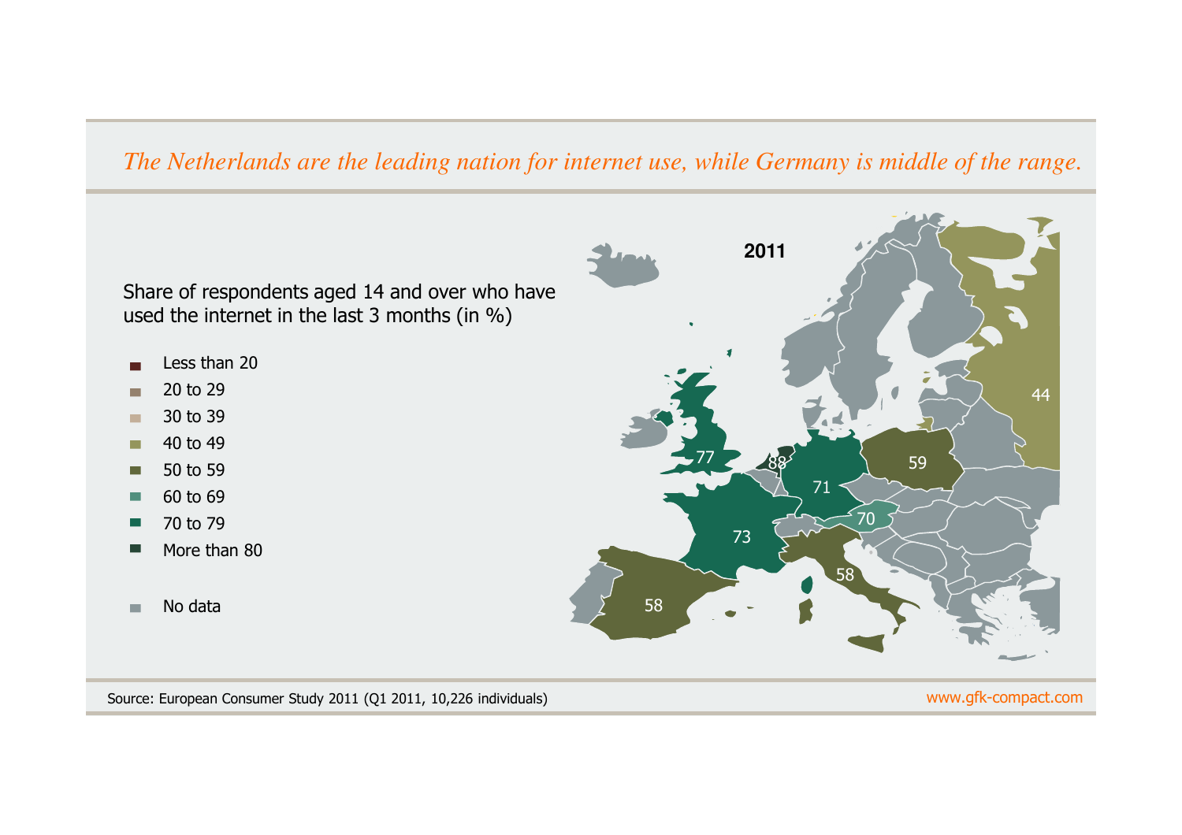*The Netherlands are the leading nation for internet use, while Germany is middle of the range.*

Share of respondents aged 14 and over who have used the internet in the last 3 months (in %)

- Less than 20
- 20 to 29
- 30 to 39
- 40 to 49
- 50 to 59
- 60 to 69
- 70 to 79
- More than 80
- No data

**2011**

| Country | Value |
|---|---|
| Netherlands | 88 |
| United Kingdom | 77 |
| France | 73 |
| Germany | 71 |
| Austria | 70 |
| Poland | 59 |
| Italy | 58 |
| Spain | 58 |
| Russia | 44 |

Source: European Consumer Study 2011 (Q1 2011, 10,226 individuals)

www.gfk-compact.com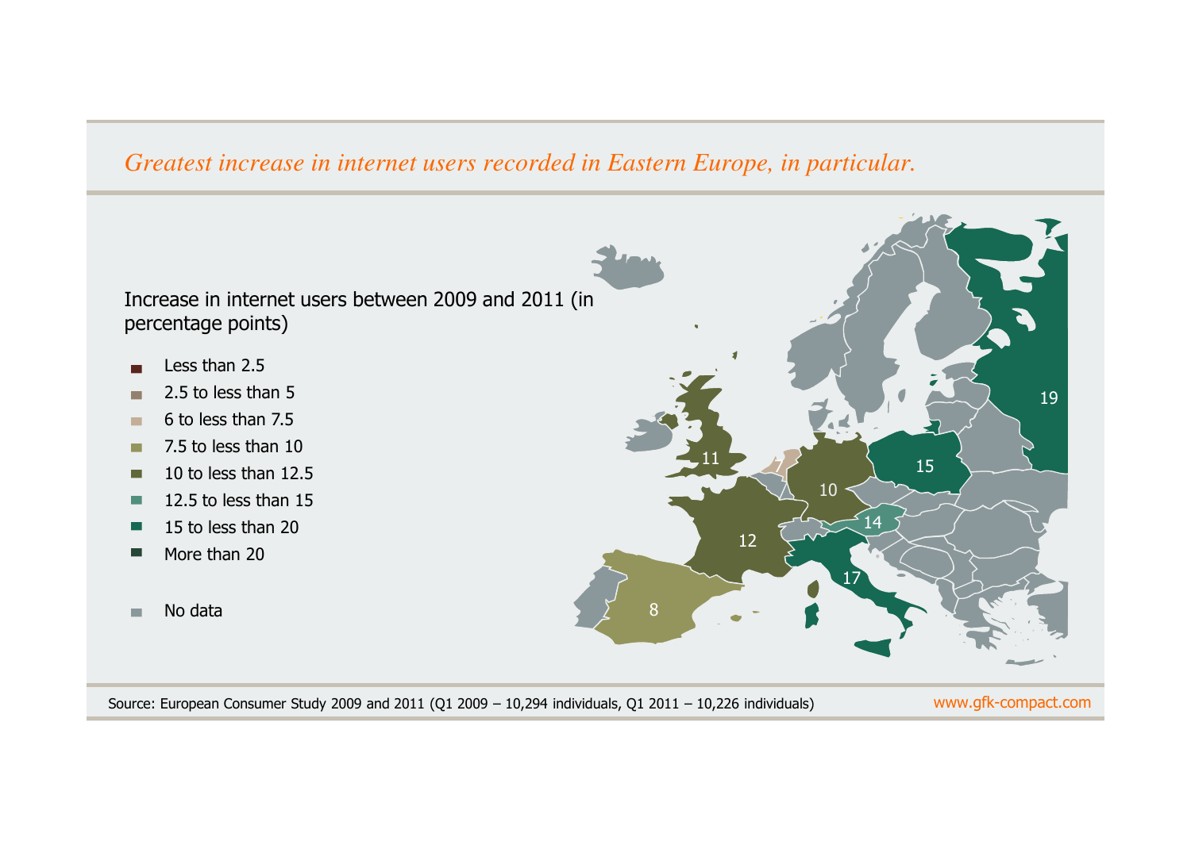*Greatest increase in internet users recorded in Eastern Europe, in particular.*

Increase in internet users between 2009 and 2011 (in percentage points)

- Less than 2.5
- 2.5 to less than 5
- 6 to less than 7.5
- 7.5 to less than 10
- 10 to less than 12.5
- 12.5 to less than 15
- 15 to less than 20
- More than 20

- No data

Source: European Consumer Study 2009 and 2011 (Q1 2009 – 10,294 individuals, Q1 2011 – 10,226 individuals)

www.gfk-compact.com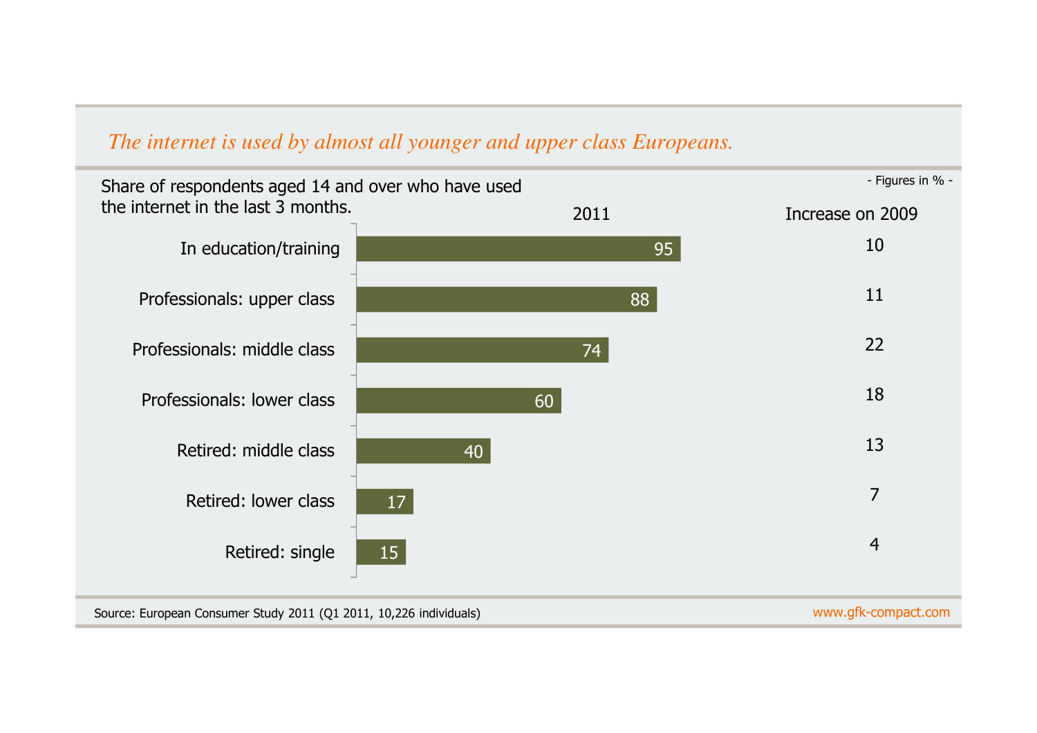*The internet is used by almost all younger and upper class Europeans.*

Share of respondents aged 14 and over who have used the internet in the last 3 months.

- Figures in % -

|  | 2011 | Increase on 2009 |
|---|---|---|
| In education/training | 95 | 10 |
| Professionals: upper class | 88 | 11 |
| Professionals: middle class | 74 | 22 |
| Professionals: lower class | 60 | 18 |
| Retired: middle class | 40 | 13 |
| Retired: lower class | 17 | 7 |
| Retired: single | 15 | 4 |

Source: European Consumer Study 2011 (Q1 2011, 10,226 individuals)

www.gfk-compact.com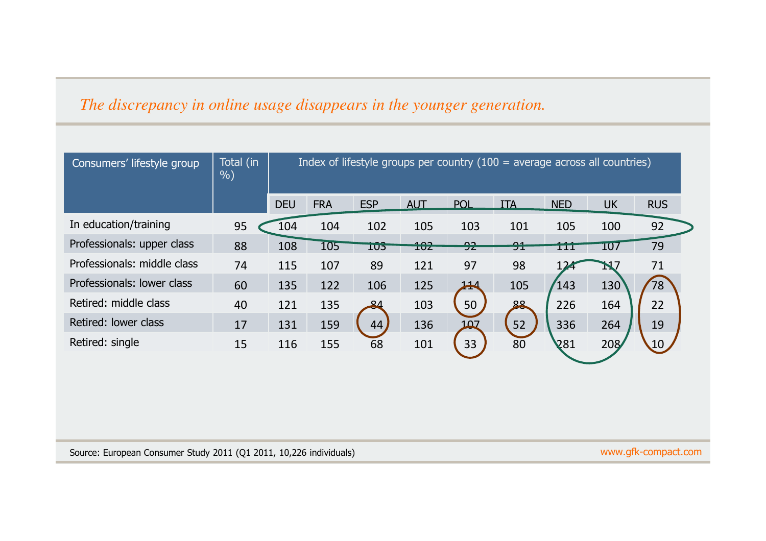*The discrepancy in online usage disappears in the younger generation.*

| Consumers' lifestyle group | Total (in %) | Index of lifestyle groups per country (100 = average across all countries) | | | | | | | | |
|---|---|---|---|---|---|---|---|---|---|---|
| | | DEU | FRA | ESP | AUT | POL | ITA | NED | UK | RUS |
| In education/training | 95 | 104 | 104 | 102 | 105 | 103 | 101 | 105 | 100 | 92 |
| Professionals: upper class | 88 | 108 | 105 | 103 | 102 | 92 | 91 | 111 | 107 | 79 |
| Professionals: middle class | 74 | 115 | 107 | 89 | 121 | 97 | 98 | 124 | 117 | 71 |
| Professionals: lower class | 60 | 135 | 122 | 106 | 125 | 114 | 105 | 143 | 130 | 78 |
| Retired: middle class | 40 | 121 | 135 | 84 | 103 | 50 | 88 | 226 | 164 | 22 |
| Retired: lower class | 17 | 131 | 159 | 44 | 136 | 107 | 52 | 336 | 264 | 19 |
| Retired: single | 15 | 116 | 155 | 68 | 101 | 33 | 80 | 281 | 208 | 10 |

Source: European Consumer Study 2011 (Q1 2011, 10,226 individuals)

www.gfk-compact.com